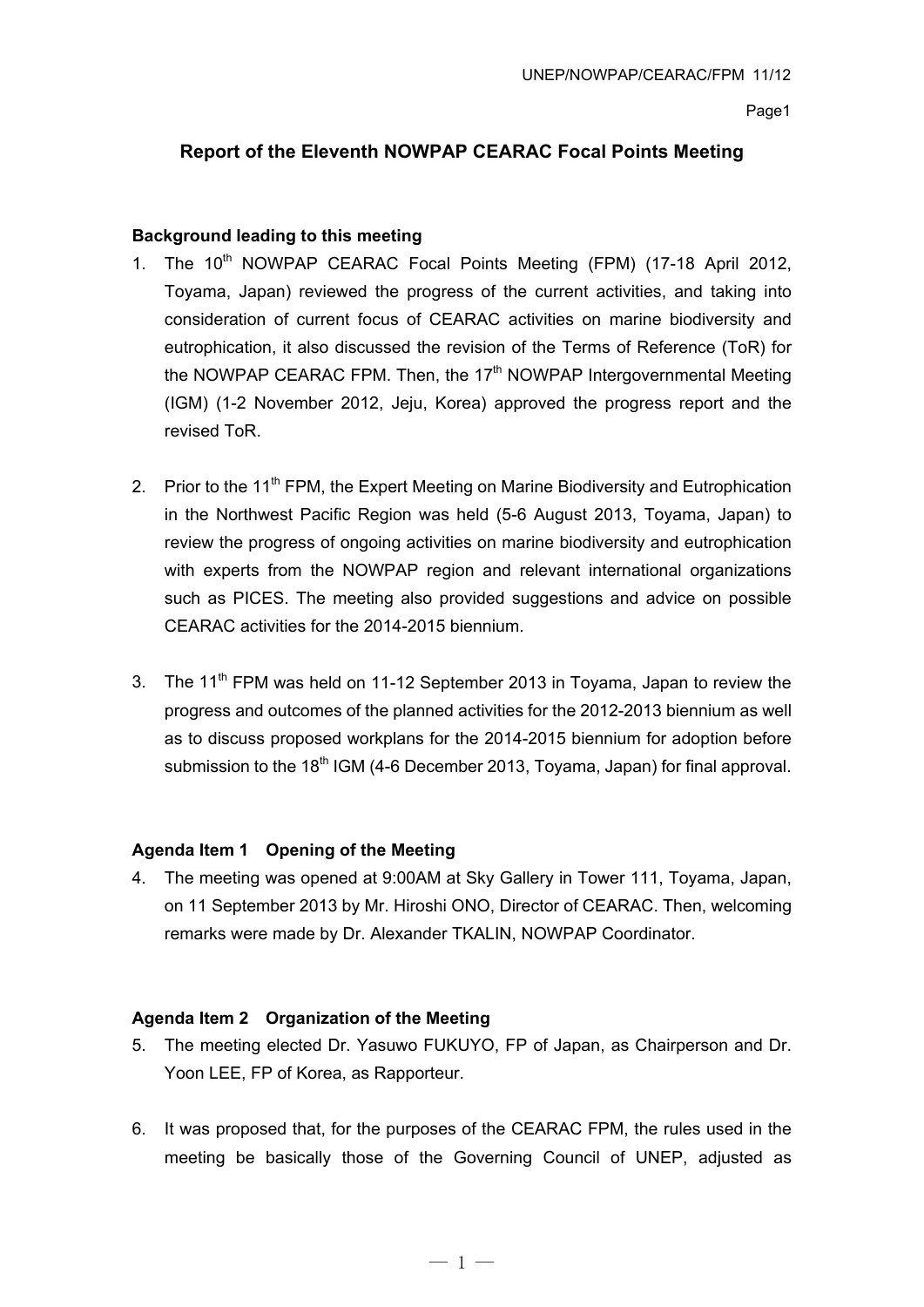# Report of the Eleventh NOWPAP CEARAC Focal Points Meeting

### Background leading to this meeting

1. The 10th NOWPAP CEARAC Focal Points Meeting (FPM) (17-18 April 2012, Toyama, Japan) reviewed the progress of the current activities, and taking into consideration of current focus of CEARAC activities on marine biodiversity and eutrophication, it also discussed the revision of the Terms of Reference (ToR) for the NOWPAP CEARAC FPM. Then, the 17th NOWPAP Intergovernmental Meeting (IGM) (1-2 November 2012, Jeju, Korea) approved the progress report and the revised ToR.

2. Prior to the 11th FPM, the Expert Meeting on Marine Biodiversity and Eutrophication in the Northwest Pacific Region was held (5-6 August 2013, Toyama, Japan) to review the progress of ongoing activities on marine biodiversity and eutrophication with experts from the NOWPAP region and relevant international organizations such as PICES. The meeting also provided suggestions and advice on possible CEARAC activities for the 2014-2015 biennium.

3. The 11th FPM was held on 11-12 September 2013 in Toyama, Japan to review the progress and outcomes of the planned activities for the 2012-2013 biennium as well as to discuss proposed workplans for the 2014-2015 biennium for adoption before submission to the 18th IGM (4-6 December 2013, Toyama, Japan) for final approval.

### Agenda Item 1 Opening of the Meeting

4. The meeting was opened at 9:00AM at Sky Gallery in Tower 111, Toyama, Japan, on 11 September 2013 by Mr. Hiroshi ONO, Director of CEARAC. Then, welcoming remarks were made by Dr. Alexander TKALIN, NOWPAP Coordinator.

### Agenda Item 2 Organization of the Meeting

5. The meeting elected Dr. Yasuwo FUKUYO, FP of Japan, as Chairperson and Dr. Yoon LEE, FP of Korea, as Rapporteur.

6. It was proposed that, for the purposes of the CEARAC FPM, the rules used in the meeting be basically those of the Governing Council of UNEP, adjusted as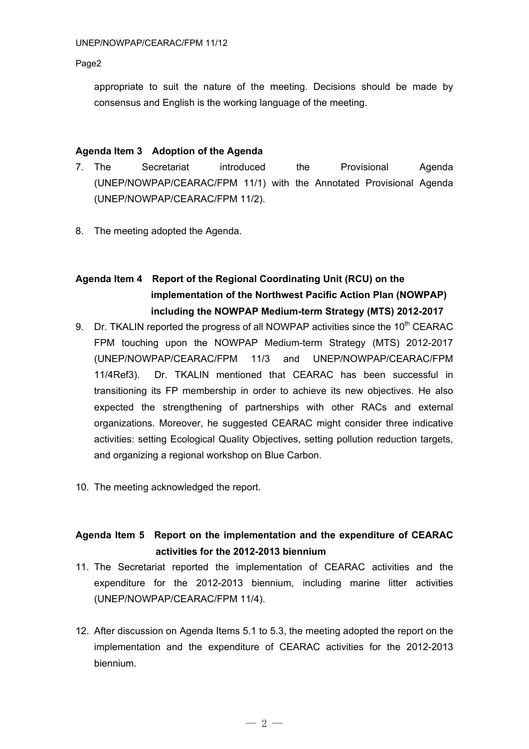appropriate to suit the nature of the meeting. Decisions should be made by consensus and English is the working language of the meeting.

**Agenda Item 3 Adoption of the Agenda**

7. The Secretariat introduced the Provisional Agenda (UNEP/NOWPAP/CEARAC/FPM 11/1) with the Annotated Provisional Agenda (UNEP/NOWPAP/CEARAC/FPM 11/2).

8. The meeting adopted the Agenda.

**Agenda Item 4 Report of the Regional Coordinating Unit (RCU) on the implementation of the Northwest Pacific Action Plan (NOWPAP) including the NOWPAP Medium-term Strategy (MTS) 2012-2017**

9. Dr. TKALIN reported the progress of all NOWPAP activities since the 10th CEARAC FPM touching upon the NOWPAP Medium-term Strategy (MTS) 2012-2017 (UNEP/NOWPAP/CEARAC/FPM 11/3 and UNEP/NOWPAP/CEARAC/FPM 11/4Ref3). Dr. TKALIN mentioned that CEARAC has been successful in transitioning its FP membership in order to achieve its new objectives. He also expected the strengthening of partnerships with other RACs and external organizations. Moreover, he suggested CEARAC might consider three indicative activities: setting Ecological Quality Objectives, setting pollution reduction targets, and organizing a regional workshop on Blue Carbon.

10. The meeting acknowledged the report.

**Agenda Item 5 Report on the implementation and the expenditure of CEARAC activities for the 2012-2013 biennium**

11. The Secretariat reported the implementation of CEARAC activities and the expenditure for the 2012-2013 biennium, including marine litter activities (UNEP/NOWPAP/CEARAC/FPM 11/4).

12. After discussion on Agenda Items 5.1 to 5.3, the meeting adopted the report on the implementation and the expenditure of CEARAC activities for the 2012-2013 biennium.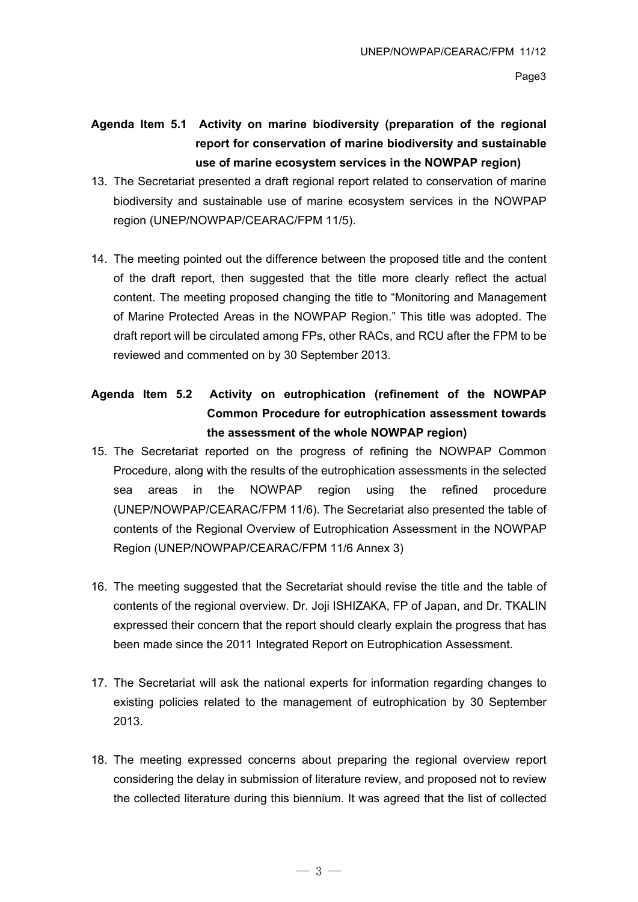**Agenda Item 5.1 Activity on marine biodiversity (preparation of the regional report for conservation of marine biodiversity and sustainable use of marine ecosystem services in the NOWPAP region)**

13. The Secretariat presented a draft regional report related to conservation of marine biodiversity and sustainable use of marine ecosystem services in the NOWPAP region (UNEP/NOWPAP/CEARAC/FPM 11/5).

14. The meeting pointed out the difference between the proposed title and the content of the draft report, then suggested that the title more clearly reflect the actual content. The meeting proposed changing the title to "Monitoring and Management of Marine Protected Areas in the NOWPAP Region." This title was adopted. The draft report will be circulated among FPs, other RACs, and RCU after the FPM to be reviewed and commented on by 30 September 2013.

**Agenda Item 5.2 Activity on eutrophication (refinement of the NOWPAP Common Procedure for eutrophication assessment towards the assessment of the whole NOWPAP region)**

15. The Secretariat reported on the progress of refining the NOWPAP Common Procedure, along with the results of the eutrophication assessments in the selected sea areas in the NOWPAP region using the refined procedure (UNEP/NOWPAP/CEARAC/FPM 11/6). The Secretariat also presented the table of contents of the Regional Overview of Eutrophication Assessment in the NOWPAP Region (UNEP/NOWPAP/CEARAC/FPM 11/6 Annex 3)

16. The meeting suggested that the Secretariat should revise the title and the table of contents of the regional overview. Dr. Joji ISHIZAKA, FP of Japan, and Dr. TKALIN expressed their concern that the report should clearly explain the progress that has been made since the 2011 Integrated Report on Eutrophication Assessment.

17. The Secretariat will ask the national experts for information regarding changes to existing policies related to the management of eutrophication by 30 September 2013.

18. The meeting expressed concerns about preparing the regional overview report considering the delay in submission of literature review, and proposed not to review the collected literature during this biennium. It was agreed that the list of collected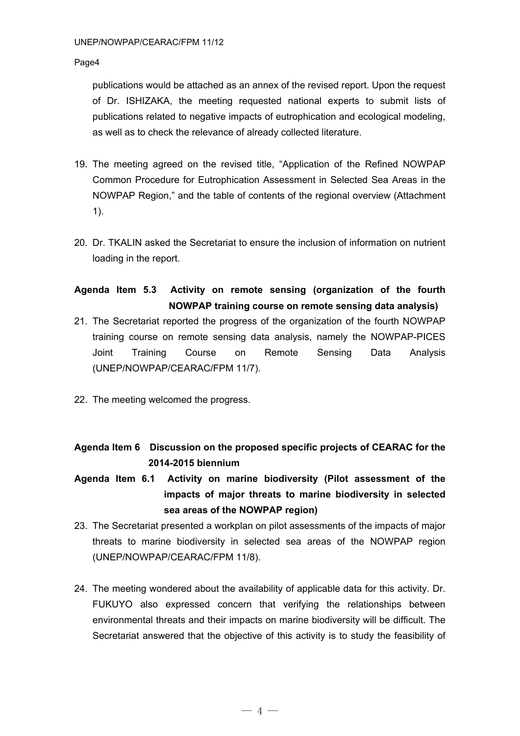publications would be attached as an annex of the revised report. Upon the request of Dr. ISHIZAKA, the meeting requested national experts to submit lists of publications related to negative impacts of eutrophication and ecological modeling, as well as to check the relevance of already collected literature.

19. The meeting agreed on the revised title, "Application of the Refined NOWPAP Common Procedure for Eutrophication Assessment in Selected Sea Areas in the NOWPAP Region," and the table of contents of the regional overview (Attachment 1).

20. Dr. TKALIN asked the Secretariat to ensure the inclusion of information on nutrient loading in the report.

**Agenda Item 5.3 Activity on remote sensing (organization of the fourth NOWPAP training course on remote sensing data analysis)**

21. The Secretariat reported the progress of the organization of the fourth NOWPAP training course on remote sensing data analysis, namely the NOWPAP-PICES Joint Training Course on Remote Sensing Data Analysis (UNEP/NOWPAP/CEARAC/FPM 11/7).

22. The meeting welcomed the progress.

**Agenda Item 6 Discussion on the proposed specific projects of CEARAC for the 2014-2015 biennium**

**Agenda Item 6.1 Activity on marine biodiversity (Pilot assessment of the impacts of major threats to marine biodiversity in selected sea areas of the NOWPAP region)**

23. The Secretariat presented a workplan on pilot assessments of the impacts of major threats to marine biodiversity in selected sea areas of the NOWPAP region (UNEP/NOWPAP/CEARAC/FPM 11/8).

24. The meeting wondered about the availability of applicable data for this activity. Dr. FUKUYO also expressed concern that verifying the relationships between environmental threats and their impacts on marine biodiversity will be difficult. The Secretariat answered that the objective of this activity is to study the feasibility of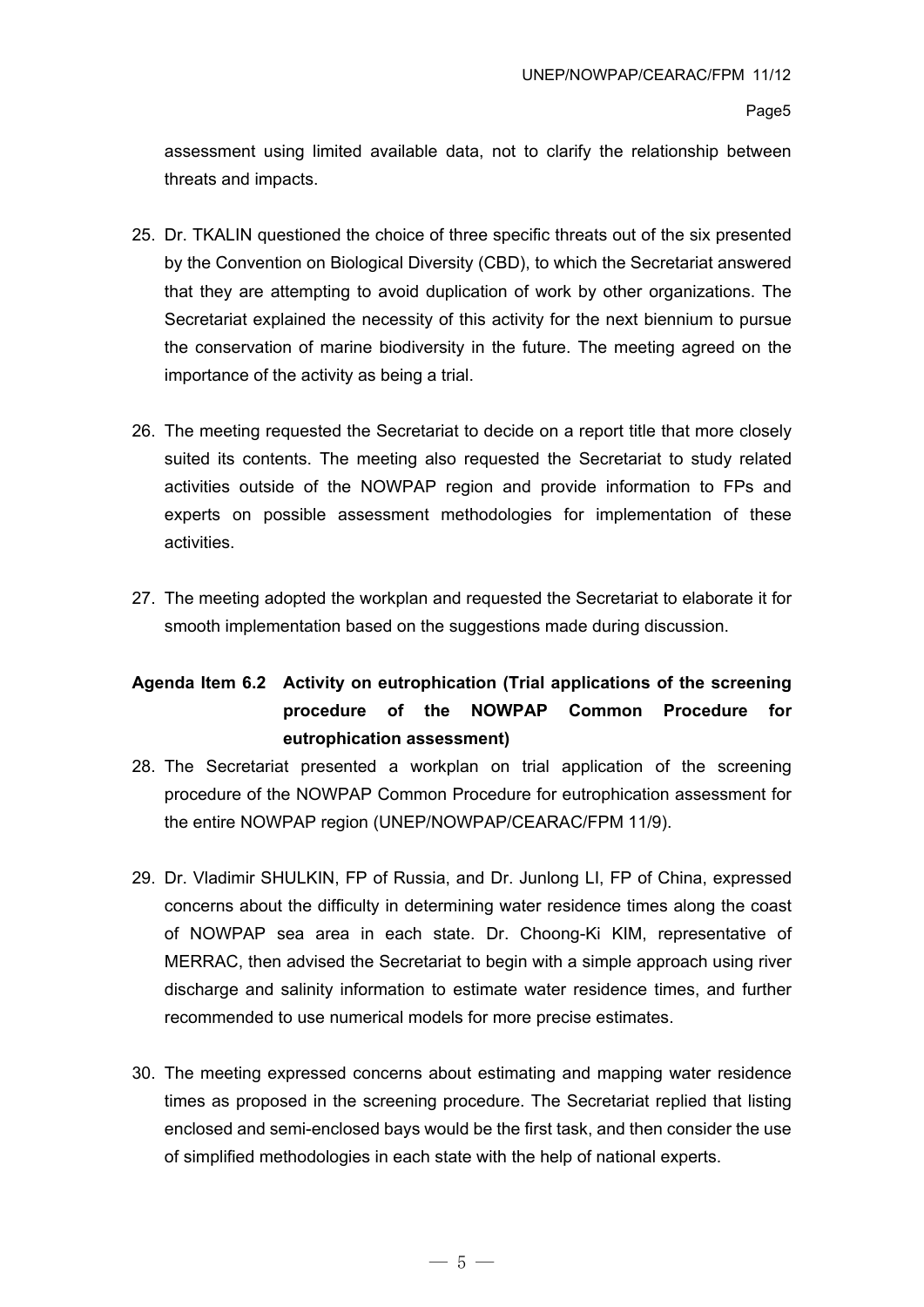assessment using limited available data, not to clarify the relationship between threats and impacts.

25. Dr. TKALIN questioned the choice of three specific threats out of the six presented by the Convention on Biological Diversity (CBD), to which the Secretariat answered that they are attempting to avoid duplication of work by other organizations. The Secretariat explained the necessity of this activity for the next biennium to pursue the conservation of marine biodiversity in the future. The meeting agreed on the importance of the activity as being a trial.

26. The meeting requested the Secretariat to decide on a report title that more closely suited its contents. The meeting also requested the Secretariat to study related activities outside of the NOWPAP region and provide information to FPs and experts on possible assessment methodologies for implementation of these activities.

27. The meeting adopted the workplan and requested the Secretariat to elaborate it for smooth implementation based on the suggestions made during discussion.

**Agenda Item 6.2 Activity on eutrophication (Trial applications of the screening procedure of the NOWPAP Common Procedure for eutrophication assessment)**

28. The Secretariat presented a workplan on trial application of the screening procedure of the NOWPAP Common Procedure for eutrophication assessment for the entire NOWPAP region (UNEP/NOWPAP/CEARAC/FPM 11/9).

29. Dr. Vladimir SHULKIN, FP of Russia, and Dr. Junlong LI, FP of China, expressed concerns about the difficulty in determining water residence times along the coast of NOWPAP sea area in each state. Dr. Choong-Ki KIM, representative of MERRAC, then advised the Secretariat to begin with a simple approach using river discharge and salinity information to estimate water residence times, and further recommended to use numerical models for more precise estimates.

30. The meeting expressed concerns about estimating and mapping water residence times as proposed in the screening procedure. The Secretariat replied that listing enclosed and semi-enclosed bays would be the first task, and then consider the use of simplified methodologies in each state with the help of national experts.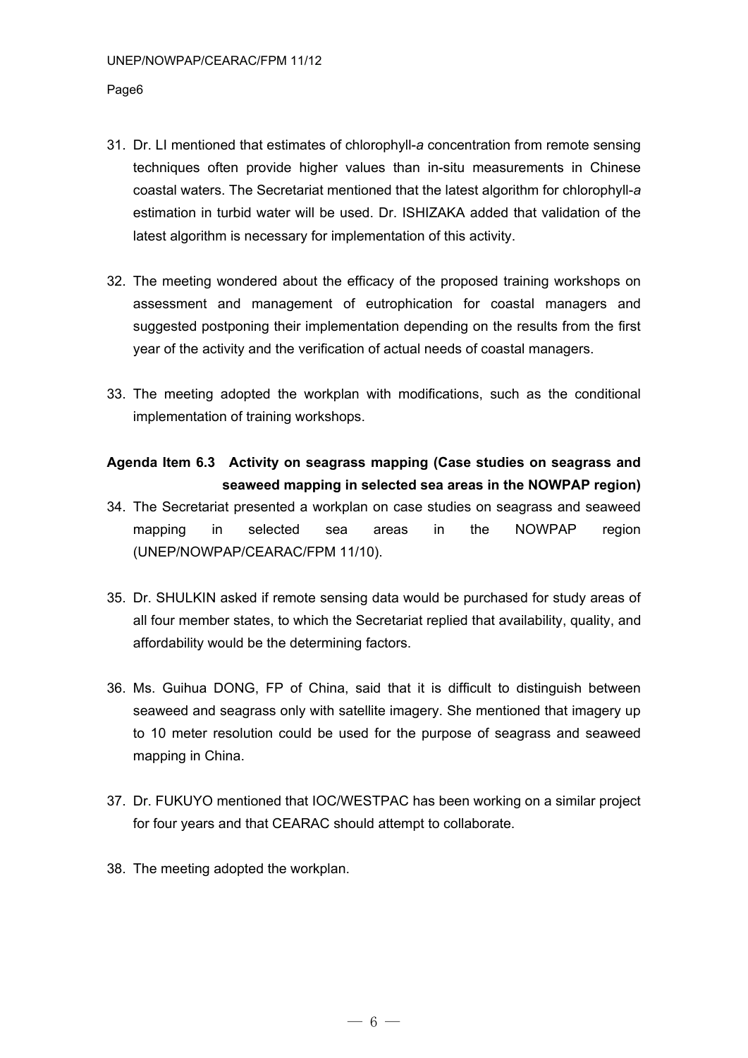31. Dr. LI mentioned that estimates of chlorophyll-*a* concentration from remote sensing techniques often provide higher values than in-situ measurements in Chinese coastal waters. The Secretariat mentioned that the latest algorithm for chlorophyll-*a* estimation in turbid water will be used. Dr. ISHIZAKA added that validation of the latest algorithm is necessary for implementation of this activity.

32. The meeting wondered about the efficacy of the proposed training workshops on assessment and management of eutrophication for coastal managers and suggested postponing their implementation depending on the results from the first year of the activity and the verification of actual needs of coastal managers.

33. The meeting adopted the workplan with modifications, such as the conditional implementation of training workshops.

**Agenda Item 6.3 Activity on seagrass mapping (Case studies on seagrass and seaweed mapping in selected sea areas in the NOWPAP region)**

34. The Secretariat presented a workplan on case studies on seagrass and seaweed mapping in selected sea areas in the NOWPAP region (UNEP/NOWPAP/CEARAC/FPM 11/10).

35. Dr. SHULKIN asked if remote sensing data would be purchased for study areas of all four member states, to which the Secretariat replied that availability, quality, and affordability would be the determining factors.

36. Ms. Guihua DONG, FP of China, said that it is difficult to distinguish between seaweed and seagrass only with satellite imagery. She mentioned that imagery up to 10 meter resolution could be used for the purpose of seagrass and seaweed mapping in China.

37. Dr. FUKUYO mentioned that IOC/WESTPAC has been working on a similar project for four years and that CEARAC should attempt to collaborate.

38. The meeting adopted the workplan.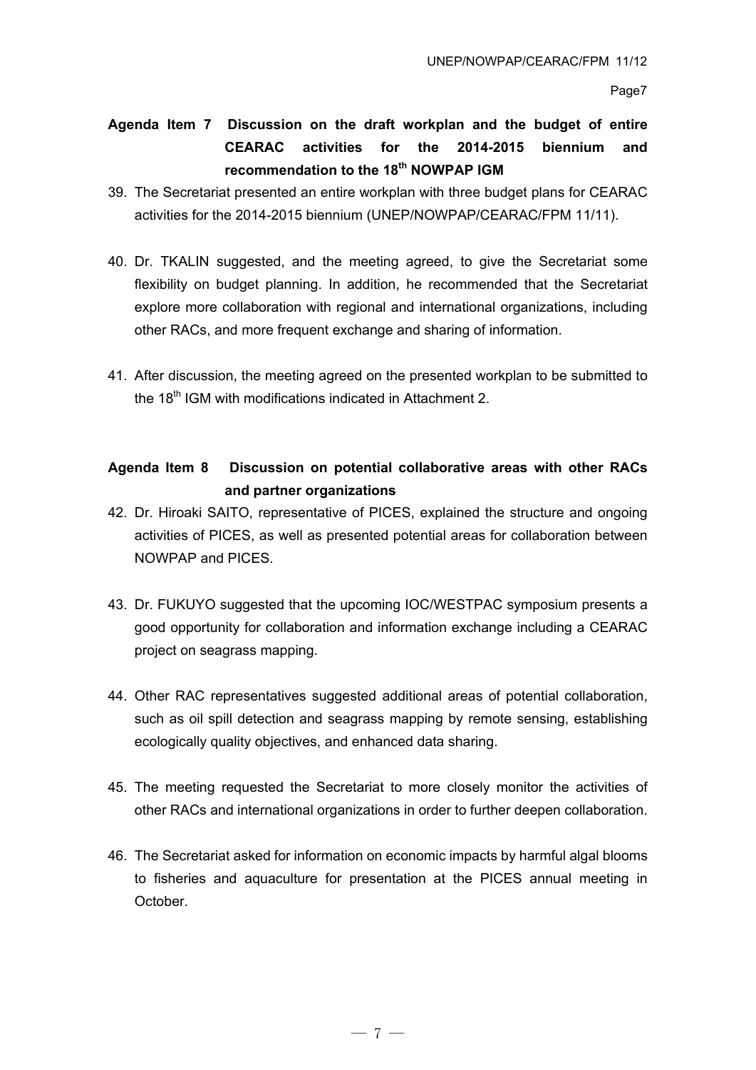**Agenda Item 7 Discussion on the draft workplan and the budget of entire CEARAC activities for the 2014-2015 biennium and recommendation to the 18th NOWPAP IGM**

39. The Secretariat presented an entire workplan with three budget plans for CEARAC activities for the 2014-2015 biennium (UNEP/NOWPAP/CEARAC/FPM 11/11).

40. Dr. TKALIN suggested, and the meeting agreed, to give the Secretariat some flexibility on budget planning. In addition, he recommended that the Secretariat explore more collaboration with regional and international organizations, including other RACs, and more frequent exchange and sharing of information.

41. After discussion, the meeting agreed on the presented workplan to be submitted to the 18th IGM with modifications indicated in Attachment 2.

**Agenda Item 8 Discussion on potential collaborative areas with other RACs and partner organizations**

42. Dr. Hiroaki SAITO, representative of PICES, explained the structure and ongoing activities of PICES, as well as presented potential areas for collaboration between NOWPAP and PICES.

43. Dr. FUKUYO suggested that the upcoming IOC/WESTPAC symposium presents a good opportunity for collaboration and information exchange including a CEARAC project on seagrass mapping.

44. Other RAC representatives suggested additional areas of potential collaboration, such as oil spill detection and seagrass mapping by remote sensing, establishing ecologically quality objectives, and enhanced data sharing.

45. The meeting requested the Secretariat to more closely monitor the activities of other RACs and international organizations in order to further deepen collaboration.

46. The Secretariat asked for information on economic impacts by harmful algal blooms to fisheries and aquaculture for presentation at the PICES annual meeting in October.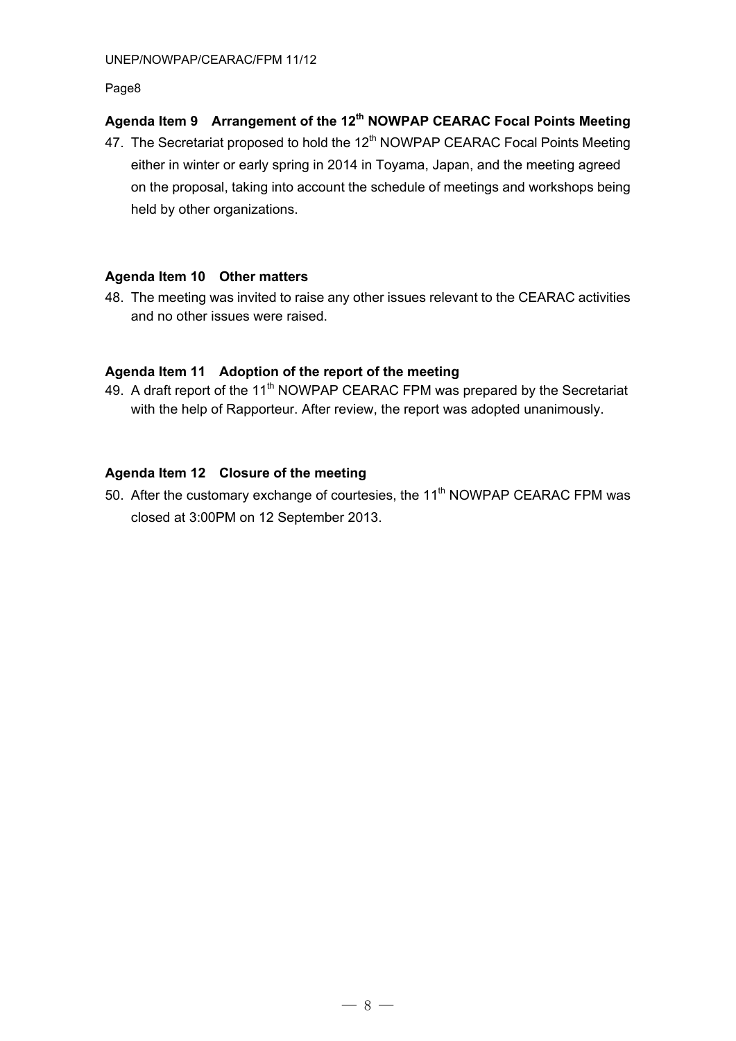### Agenda Item 9 Arrangement of the 12th NOWPAP CEARAC Focal Points Meeting

47. The Secretariat proposed to hold the 12th NOWPAP CEARAC Focal Points Meeting either in winter or early spring in 2014 in Toyama, Japan, and the meeting agreed on the proposal, taking into account the schedule of meetings and workshops being held by other organizations.

### Agenda Item 10 Other matters

48. The meeting was invited to raise any other issues relevant to the CEARAC activities and no other issues were raised.

### Agenda Item 11 Adoption of the report of the meeting

49. A draft report of the 11th NOWPAP CEARAC FPM was prepared by the Secretariat with the help of Rapporteur. After review, the report was adopted unanimously.

### Agenda Item 12 Closure of the meeting

50. After the customary exchange of courtesies, the 11th NOWPAP CEARAC FPM was closed at 3:00PM on 12 September 2013.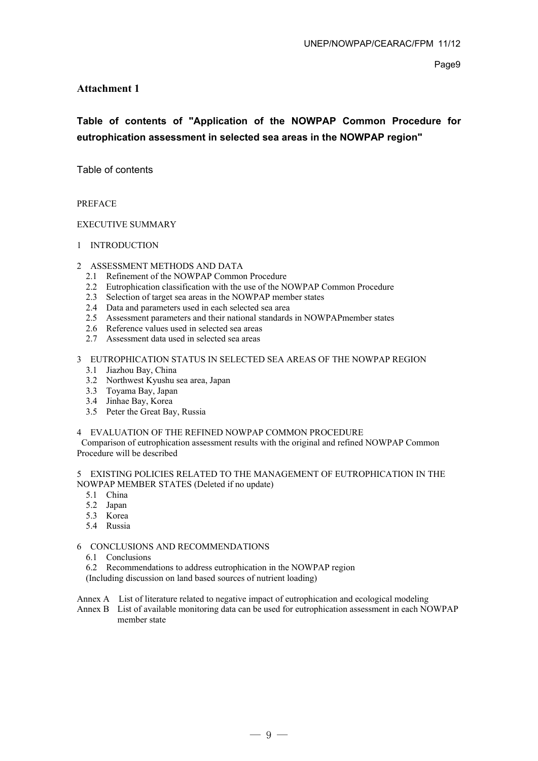# Attachment 1

## Table of contents of "Application of the NOWPAP Common Procedure for eutrophication assessment in selected sea areas in the NOWPAP region"

Table of contents

PREFACE

EXECUTIVE SUMMARY

1 INTRODUCTION

2 ASSESSMENT METHODS AND DATA
- 2.1 Refinement of the NOWPAP Common Procedure
- 2.2 Eutrophication classification with the use of the NOWPAP Common Procedure
- 2.3 Selection of target sea areas in the NOWPAP member states
- 2.4 Data and parameters used in each selected sea area
- 2.5 Assessment parameters and their national standards in NOWPAPmember states
- 2.6 Reference values used in selected sea areas
- 2.7 Assessment data used in selected sea areas

3 EUTROPHICATION STATUS IN SELECTED SEA AREAS OF THE NOWPAP REGION
- 3.1 Jiazhou Bay, China
- 3.2 Northwest Kyushu sea area, Japan
- 3.3 Toyama Bay, Japan
- 3.4 Jinhae Bay, Korea
- 3.5 Peter the Great Bay, Russia

4 EVALUATION OF THE REFINED NOWPAP COMMON PROCEDURE

Comparison of eutrophication assessment results with the original and refined NOWPAP Common Procedure will be described

5 EXISTING POLICIES RELATED TO THE MANAGEMENT OF EUTROPHICATION IN THE NOWPAP MEMBER STATES (Deleted if no update)
- 5.1 China
- 5.2 Japan
- 5.3 Korea
- 5.4 Russia

6 CONCLUSIONS AND RECOMMENDATIONS
- 6.1 Conclusions
- 6.2 Recommendations to address eutrophication in the NOWPAP region

  (Including discussion on land based sources of nutrient loading)

Annex A List of literature related to negative impact of eutrophication and ecological modeling

Annex B List of available monitoring data can be used for eutrophication assessment in each NOWPAP member state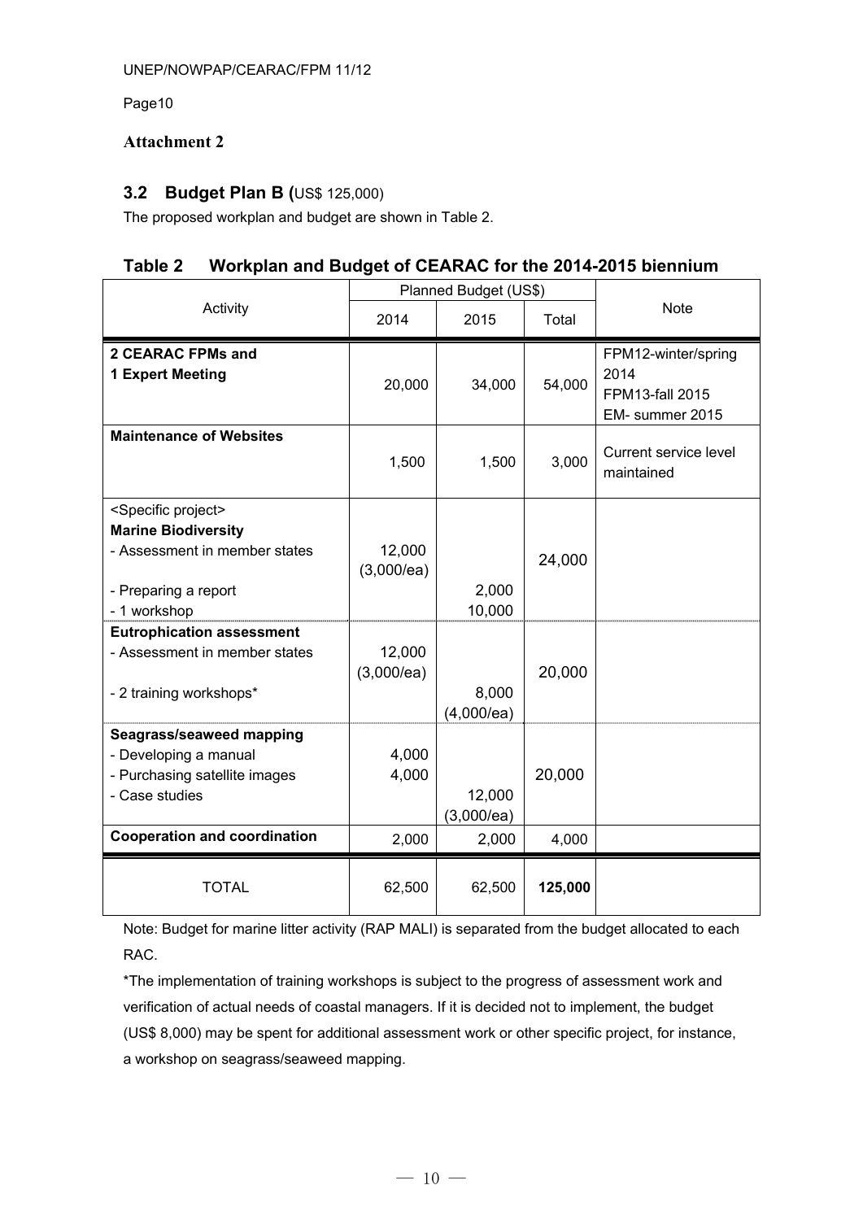**Attachment 2**

## 3.2 Budget Plan B (US$ 125,000)

The proposed workplan and budget are shown in Table 2.

**Table 2 Workplan and Budget of CEARAC for the 2014-2015 biennium**

| Activity | Planned Budget (US$) | | | Note |
|---|---|---|---|---|
| | 2014 | 2015 | Total | |
| **2 CEARAC FPMs and 1 Expert Meeting** | 20,000 | 34,000 | 54,000 | FPM12-winter/spring 2014<br>FPM13-fall 2015<br>EM- summer 2015 |
| **Maintenance of Websites** | 1,500 | 1,500 | 3,000 | Current service level maintained |
| <Specific project><br>**Marine Biodiversity**<br>- Assessment in member states<br>- Preparing a report<br>- 1 workshop | 12,000 (3,000/ea) | 2,000<br>10,000 | 24,000 | |
| **Eutrophication assessment**<br>- Assessment in member states<br>- 2 training workshops* | 12,000 (3,000/ea) | 8,000 (4,000/ea) | 20,000 | |
| **Seagrass/seaweed mapping**<br>- Developing a manual<br>- Purchasing satellite images<br>- Case studies | 4,000<br>4,000 | 12,000 (3,000/ea) | 20,000 | |
| **Cooperation and coordination** | 2,000 | 2,000 | 4,000 | |
| TOTAL | 62,500 | 62,500 | **125,000** | |

Note: Budget for marine litter activity (RAP MALI) is separated from the budget allocated to each RAC.

*The implementation of training workshops is subject to the progress of assessment work and verification of actual needs of coastal managers. If it is decided not to implement, the budget (US$ 8,000) may be spent for additional assessment work or other specific project, for instance, a workshop on seagrass/seaweed mapping.